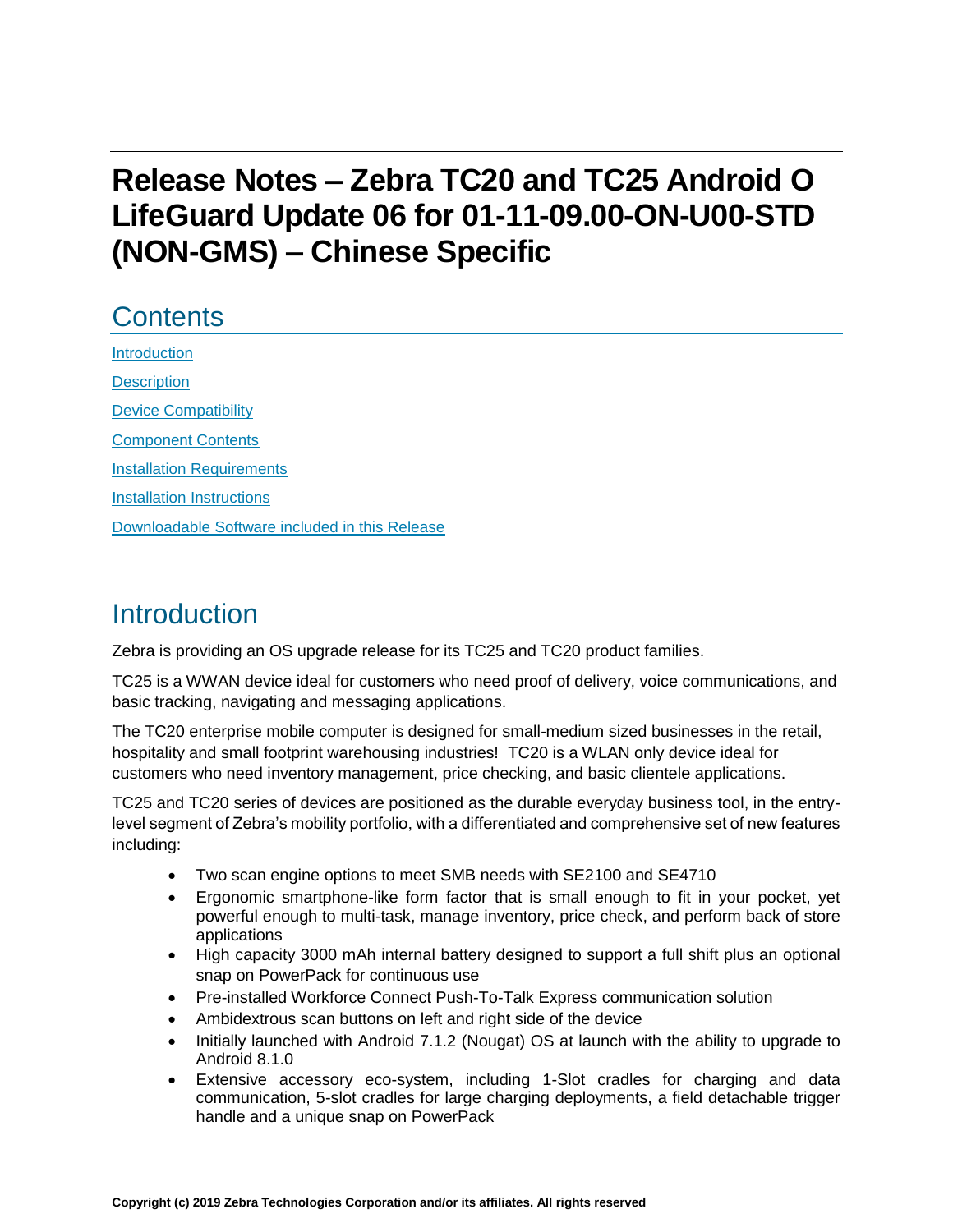# Release Notes – Zebra TC20 and TC25 Android O LifeGuard Update 06 for 01-11-09.00-ON-U00-STD (NON-GMS) – Chinese Specific

## Contents

[Introduction](#introduction)

[Description](#description)

[Device Compatibility](#device-compatibility)

[Component Contents](#component-contents)

[Installation Requirements](#installation-requirements)

[Installation Instructions](#installation-instructions)

[Downloadable Software included in this Release](#downloadable-software-included-in-this-release)

## Introduction

Zebra is providing an OS upgrade release for its TC25 and TC20 product families.

TC25 is a WWAN device ideal for customers who need proof of delivery, voice communications, and basic tracking, navigating and messaging applications.

The TC20 enterprise mobile computer is designed for small-medium sized businesses in the retail, hospitality and small footprint warehousing industries! TC20 is a WLAN only device ideal for customers who need inventory management, price checking, and basic clientele applications.

TC25 and TC20 series of devices are positioned as the durable everyday business tool, in the entry-level segment of Zebra's mobility portfolio, with a differentiated and comprehensive set of new features including:

- Two scan engine options to meet SMB needs with SE2100 and SE4710
- Ergonomic smartphone-like form factor that is small enough to fit in your pocket, yet powerful enough to multi-task, manage inventory, price check, and perform back of store applications
- High capacity 3000 mAh internal battery designed to support a full shift plus an optional snap on PowerPack for continuous use
- Pre-installed Workforce Connect Push-To-Talk Express communication solution
- Ambidextrous scan buttons on left and right side of the device
- Initially launched with Android 7.1.2 (Nougat) OS at launch with the ability to upgrade to Android 8.1.0
- Extensive accessory eco-system, including 1-Slot cradles for charging and data communication, 5-slot cradles for large charging deployments, a field detachable trigger handle and a unique snap on PowerPack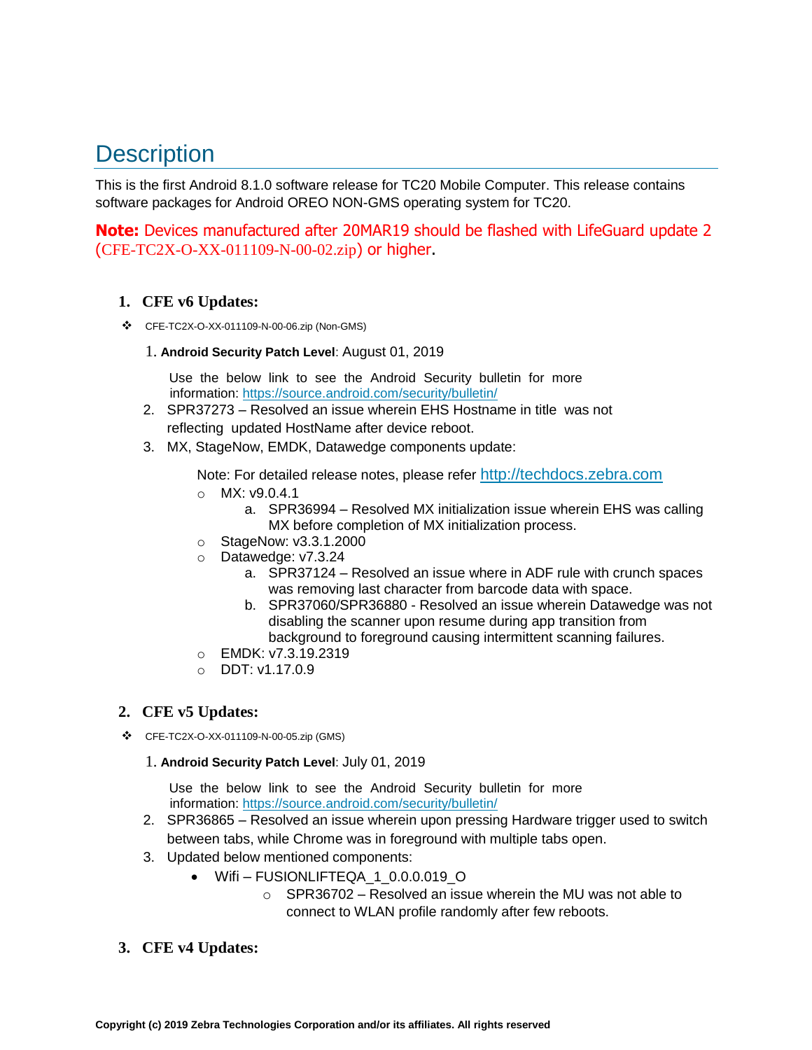# Description

This is the first Android 8.1.0 software release for TC20 Mobile Computer. This release contains software packages for Android OREO NON-GMS operating system for TC20.

**Note:** Devices manufactured after 20MAR19 should be flashed with LifeGuard update 2 (CFE-TC2X-O-XX-011109-N-00-02.zip) or higher.

## 1. CFE v6 Updates:

- CFE-TC2X-O-XX-011109-N-00-06.zip (Non-GMS)

    1. **Android Security Patch Level**: August 01, 2019

       Use the below link to see the Android Security bulletin for more information: https://source.android.com/security/bulletin/
    2. SPR37273 – Resolved an issue wherein EHS Hostname in title was not reflecting updated HostName after device reboot.
    3. MX, StageNow, EMDK, Datawedge components update:

       Note: For detailed release notes, please refer http://techdocs.zebra.com

       - MX: v9.0.4.1
           a. SPR36994 – Resolved MX initialization issue wherein EHS was calling MX before completion of MX initialization process.
       - StageNow: v3.3.1.2000
       - Datawedge: v7.3.24
           a. SPR37124 – Resolved an issue where in ADF rule with crunch spaces was removing last character from barcode data with space.
           b. SPR37060/SPR36880 - Resolved an issue wherein Datawedge was not disabling the scanner upon resume during app transition from background to foreground causing intermittent scanning failures.
       - EMDK: v7.3.19.2319
       - DDT: v1.17.0.9

## 2. CFE v5 Updates:

- CFE-TC2X-O-XX-011109-N-00-05.zip (GMS)

    1. **Android Security Patch Level**: July 01, 2019

       Use the below link to see the Android Security bulletin for more information: https://source.android.com/security/bulletin/
    2. SPR36865 – Resolved an issue wherein upon pressing Hardware trigger used to switch between tabs, while Chrome was in foreground with multiple tabs open.
    3. Updated below mentioned components:
       - Wifi – FUSIONLIFTEQA_1_0.0.0.019_O
           - SPR36702 – Resolved an issue wherein the MU was not able to connect to WLAN profile randomly after few reboots.

## 3. CFE v4 Updates: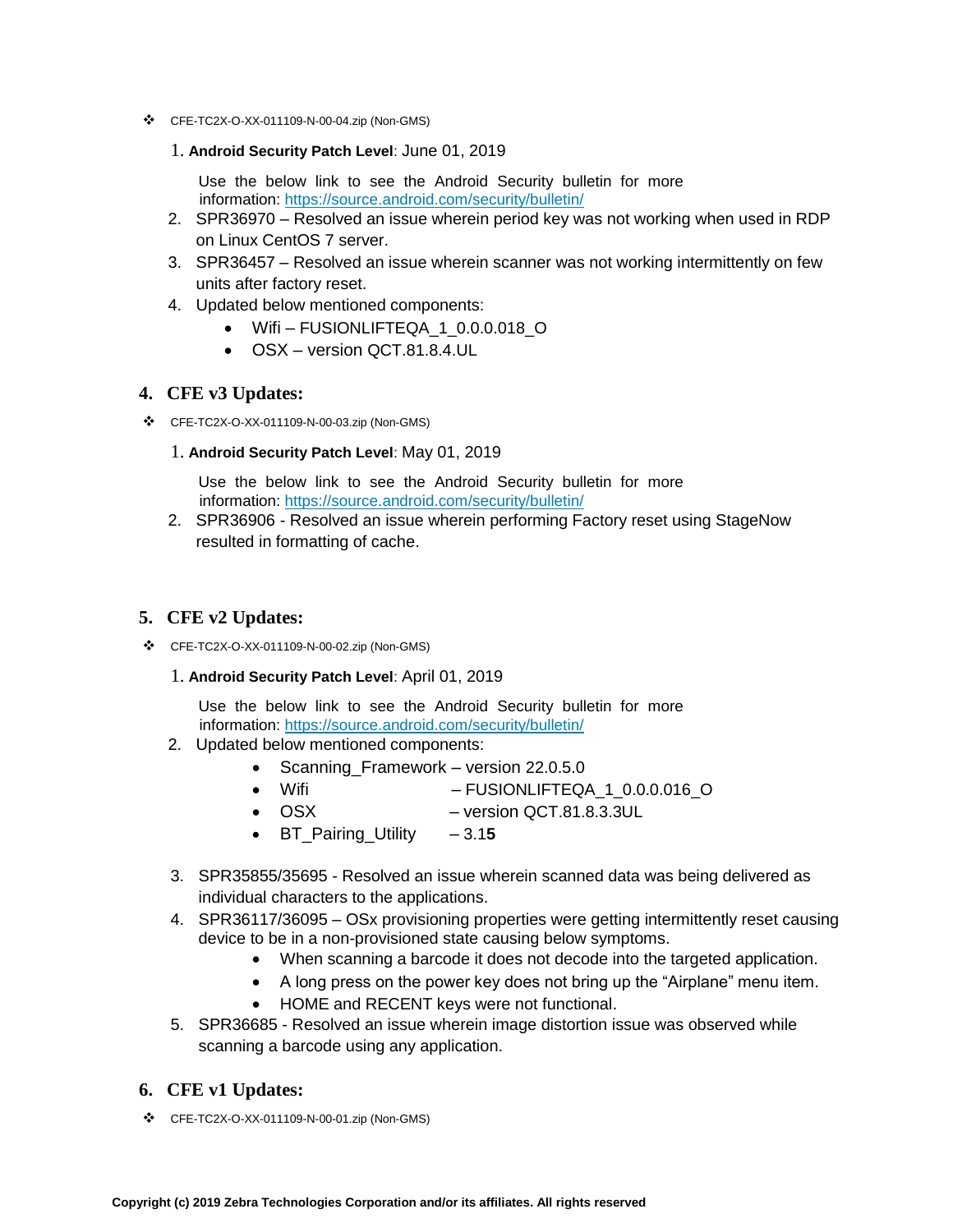- CFE-TC2X-O-XX-011109-N-00-04.zip (Non-GMS)

1. **Android Security Patch Level**: June 01, 2019

   Use the below link to see the Android Security bulletin for more information: https://source.android.com/security/bulletin/
2. SPR36970 – Resolved an issue wherein period key was not working when used in RDP on Linux CentOS 7 server.
3. SPR36457 – Resolved an issue wherein scanner was not working intermittently on few units after factory reset.
4. Updated below mentioned components:
   - Wifi – FUSIONLIFTEQA_1_0.0.0.018_O
   - OSX – version QCT.81.8.4.UL

## 4. CFE v3 Updates:

- CFE-TC2X-O-XX-011109-N-00-03.zip (Non-GMS)

1. **Android Security Patch Level**: May 01, 2019

   Use the below link to see the Android Security bulletin for more information: https://source.android.com/security/bulletin/
2. SPR36906 - Resolved an issue wherein performing Factory reset using StageNow resulted in formatting of cache.

## 5. CFE v2 Updates:

- CFE-TC2X-O-XX-011109-N-00-02.zip (Non-GMS)

1. **Android Security Patch Level**: April 01, 2019

   Use the below link to see the Android Security bulletin for more information: https://source.android.com/security/bulletin/
2. Updated below mentioned components:
   - Scanning_Framework – version 22.0.5.0
   - Wifi – FUSIONLIFTEQA_1_0.0.0.016_O
   - OSX – version QCT.81.8.3.3UL
   - BT_Pairing_Utility – 3.1**5**
3. SPR35855/35695 - Resolved an issue wherein scanned data was being delivered as individual characters to the applications.
4. SPR36117/36095 – OSx provisioning properties were getting intermittently reset causing device to be in a non-provisioned state causing below symptoms.
   - When scanning a barcode it does not decode into the targeted application.
   - A long press on the power key does not bring up the "Airplane" menu item.
   - HOME and RECENT keys were not functional.
5. SPR36685 - Resolved an issue wherein image distortion issue was observed while scanning a barcode using any application.

## 6. CFE v1 Updates:

- CFE-TC2X-O-XX-011109-N-00-01.zip (Non-GMS)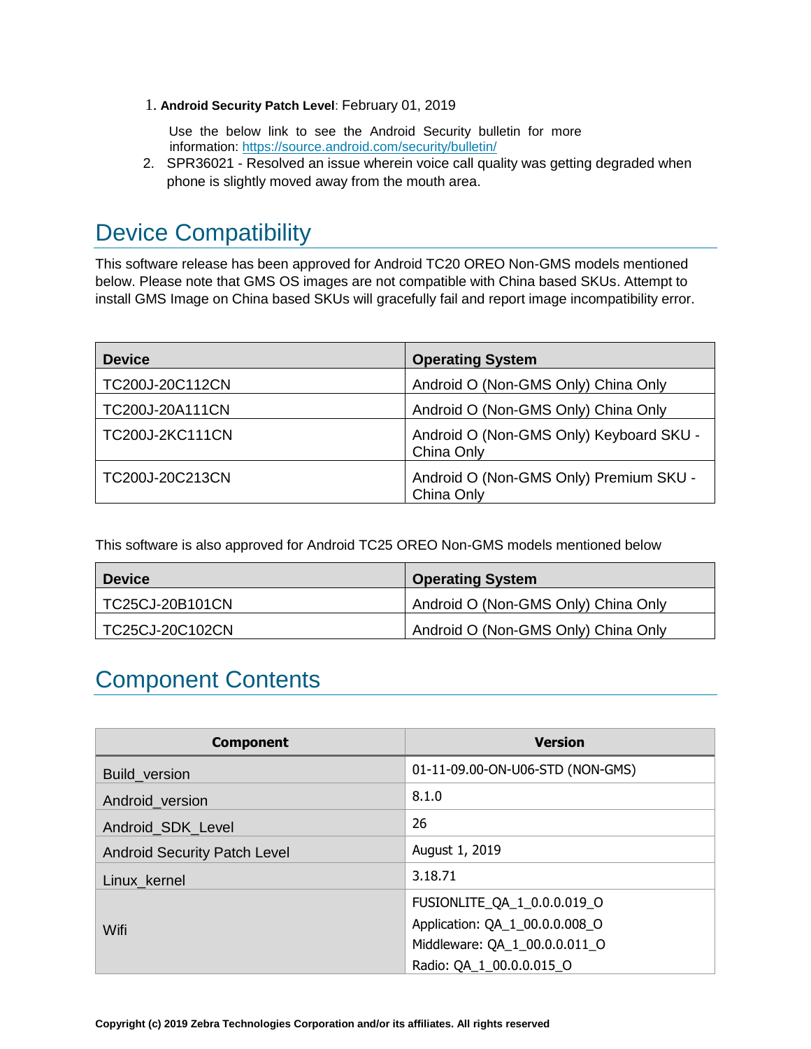1. **Android Security Patch Level**: February 01, 2019

   Use the below link to see the Android Security bulletin for more information: https://source.android.com/security/bulletin/
2. SPR36021 - Resolved an issue wherein voice call quality was getting degraded when phone is slightly moved away from the mouth area.

## Device Compatibility

This software release has been approved for Android TC20 OREO Non-GMS models mentioned below. Please note that GMS OS images are not compatible with China based SKUs. Attempt to install GMS Image on China based SKUs will gracefully fail and report image incompatibility error.

| Device | Operating System |
|---|---|
| TC200J-20C112CN | Android O (Non-GMS Only) China Only |
| TC200J-20A111CN | Android O (Non-GMS Only) China Only |
| TC200J-2KC111CN | Android O (Non-GMS Only) Keyboard SKU - China Only |
| TC200J-20C213CN | Android O (Non-GMS Only) Premium SKU - China Only |

This software is also approved for Android TC25 OREO Non-GMS models mentioned below

| Device | Operating System |
|---|---|
| TC25CJ-20B101CN | Android O (Non-GMS Only) China Only |
| TC25CJ-20C102CN | Android O (Non-GMS Only) China Only |

## Component Contents

| Component | Version |
|---|---|
| Build_version | 01-11-09.00-ON-U06-STD (NON-GMS) |
| Android_version | 8.1.0 |
| Android_SDK_Level | 26 |
| Android Security Patch Level | August 1, 2019 |
| Linux_kernel | 3.18.71 |
| Wifi | FUSIONLITE_QA_1_0.0.0.019_O<br>Application: QA_1_00.0.0.008_O<br>Middleware: QA_1_00.0.0.011_O<br>Radio: QA_1_00.0.0.015_O |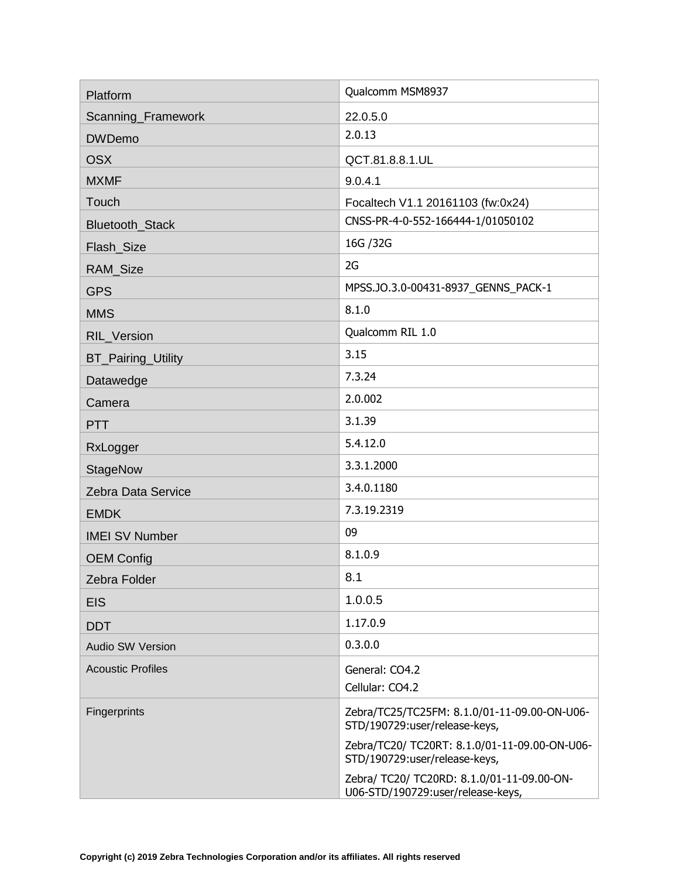| | |
|---|---|
| Platform | Qualcomm MSM8937 |
| Scanning_Framework | 22.0.5.0 |
| DWDemo | 2.0.13 |
| OSX | QCT.81.8.8.1.UL |
| MXMF | 9.0.4.1 |
| Touch | Focaltech V1.1 20161103 (fw:0x24) |
| Bluetooth_Stack | CNSS-PR-4-0-552-166444-1/01050102 |
| Flash_Size | 16G /32G |
| RAM_Size | 2G |
| GPS | MPSS.JO.3.0-00431-8937_GENNS_PACK-1 |
| MMS | 8.1.0 |
| RIL_Version | Qualcomm RIL 1.0 |
| BT_Pairing_Utility | 3.15 |
| Datawedge | 7.3.24 |
| Camera | 2.0.002 |
| PTT | 3.1.39 |
| RxLogger | 5.4.12.0 |
| StageNow | 3.3.1.2000 |
| Zebra Data Service | 3.4.0.1180 |
| EMDK | 7.3.19.2319 |
| IMEI SV Number | 09 |
| OEM Config | 8.1.0.9 |
| Zebra Folder | 8.1 |
| EIS | 1.0.0.5 |
| DDT | 1.17.0.9 |
| Audio SW Version | 0.3.0.0 |
| Acoustic Profiles | General: CO4.2<br>Cellular: CO4.2 |
| Fingerprints | Zebra/TC25/TC25FM: 8.1.0/01-11-09.00-ON-U06-STD/190729:user/release-keys,<br>Zebra/TC20/ TC20RT: 8.1.0/01-11-09.00-ON-U06-STD/190729:user/release-keys,<br>Zebra/ TC20/ TC20RD: 8.1.0/01-11-09.00-ON-U06-STD/190729:user/release-keys, |

**Copyright (c) 2019 Zebra Technologies Corporation and/or its affiliates. All rights reserved**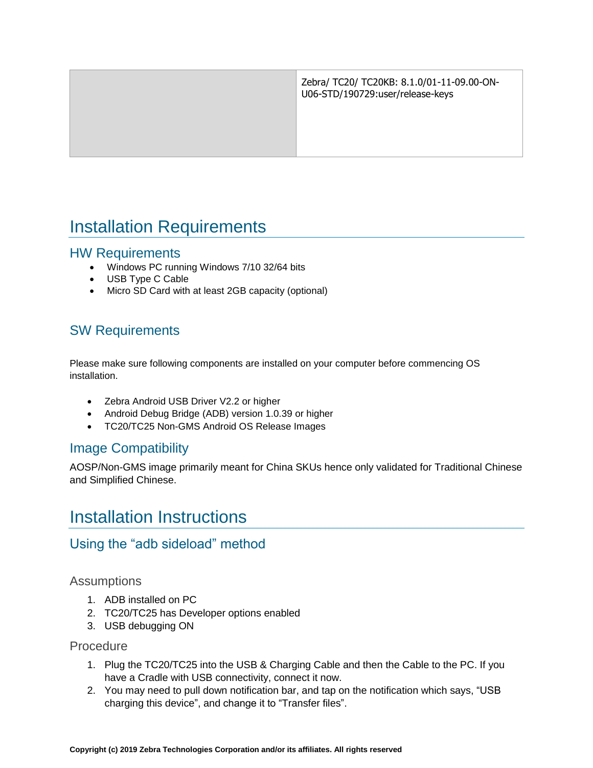| | Zebra/ TC20/ TC20KB: 8.1.0/01-11-09.00-ON-U06-STD/190729:user/release-keys |
|---|---|

# Installation Requirements

## HW Requirements

- Windows PC running Windows 7/10 32/64 bits
- USB Type C Cable
- Micro SD Card with at least 2GB capacity (optional)

## SW Requirements

Please make sure following components are installed on your computer before commencing OS installation.

- Zebra Android USB Driver V2.2 or higher
- Android Debug Bridge (ADB) version 1.0.39 or higher
- TC20/TC25 Non-GMS Android OS Release Images

## Image Compatibility

AOSP/Non-GMS image primarily meant for China SKUs hence only validated for Traditional Chinese and Simplified Chinese.

# Installation Instructions

## Using the “adb sideload” method

### Assumptions

1. ADB installed on PC
2. TC20/TC25 has Developer options enabled
3. USB debugging ON

### Procedure

1. Plug the TC20/TC25 into the USB & Charging Cable and then the Cable to the PC. If you have a Cradle with USB connectivity, connect it now.
2. You may need to pull down notification bar, and tap on the notification which says, “USB charging this device”, and change it to “Transfer files”.

**Copyright (c) 2019 Zebra Technologies Corporation and/or its affiliates. All rights reserved**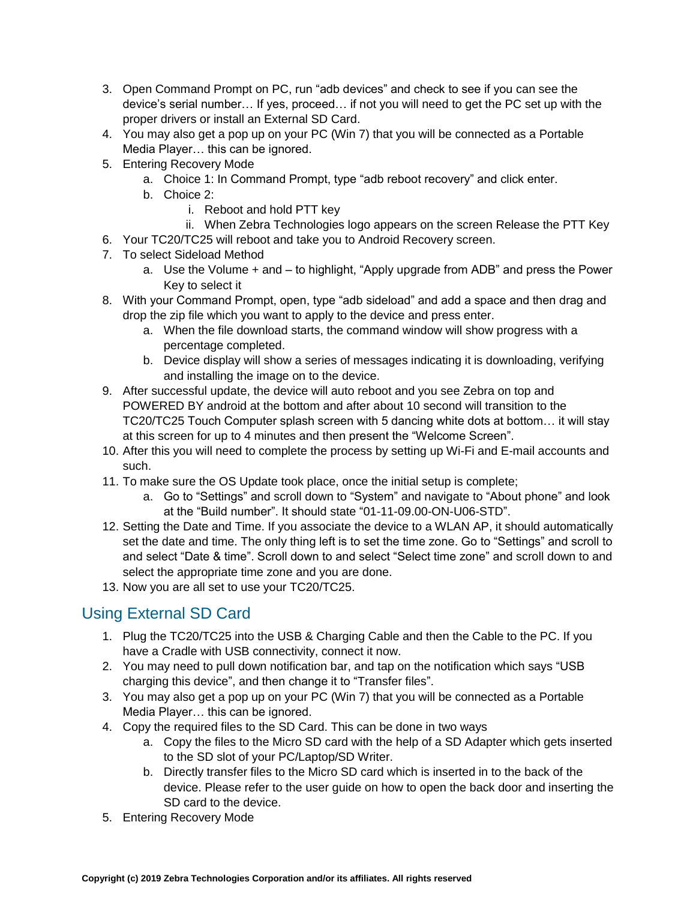3. Open Command Prompt on PC, run “adb devices” and check to see if you can see the device’s serial number… If yes, proceed… if not you will need to get the PC set up with the proper drivers or install an External SD Card.
4. You may also get a pop up on your PC (Win 7) that you will be connected as a Portable Media Player… this can be ignored.
5. Entering Recovery Mode
   a. Choice 1: In Command Prompt, type “adb reboot recovery” and click enter.
   b. Choice 2:
      i. Reboot and hold PTT key
      ii. When Zebra Technologies logo appears on the screen Release the PTT Key
6. Your TC20/TC25 will reboot and take you to Android Recovery screen.
7. To select Sideload Method
   a. Use the Volume + and – to highlight, “Apply upgrade from ADB” and press the Power Key to select it
8. With your Command Prompt, open, type “adb sideload” and add a space and then drag and drop the zip file which you want to apply to the device and press enter.
   a. When the file download starts, the command window will show progress with a percentage completed.
   b. Device display will show a series of messages indicating it is downloading, verifying and installing the image on to the device.
9. After successful update, the device will auto reboot and you see Zebra on top and POWERED BY android at the bottom and after about 10 second will transition to the TC20/TC25 Touch Computer splash screen with 5 dancing white dots at bottom… it will stay at this screen for up to 4 minutes and then present the “Welcome Screen”.
10. After this you will need to complete the process by setting up Wi-Fi and E-mail accounts and such.
11. To make sure the OS Update took place, once the initial setup is complete;
    a. Go to “Settings” and scroll down to “System” and navigate to “About phone” and look at the “Build number”. It should state “01-11-09.00-ON-U06-STD”.
12. Setting the Date and Time. If you associate the device to a WLAN AP, it should automatically set the date and time. The only thing left is to set the time zone. Go to “Settings” and scroll to and select “Date & time”. Scroll down to and select “Select time zone” and scroll down to and select the appropriate time zone and you are done.
13. Now you are all set to use your TC20/TC25.

## Using External SD Card

1. Plug the TC20/TC25 into the USB & Charging Cable and then the Cable to the PC. If you have a Cradle with USB connectivity, connect it now.
2. You may need to pull down notification bar, and tap on the notification which says “USB charging this device”, and then change it to “Transfer files”.
3. You may also get a pop up on your PC (Win 7) that you will be connected as a Portable Media Player… this can be ignored.
4. Copy the required files to the SD Card. This can be done in two ways
   a. Copy the files to the Micro SD card with the help of a SD Adapter which gets inserted to the SD slot of your PC/Laptop/SD Writer.
   b. Directly transfer files to the Micro SD card which is inserted in to the back of the device. Please refer to the user guide on how to open the back door and inserting the SD card to the device.
5. Entering Recovery Mode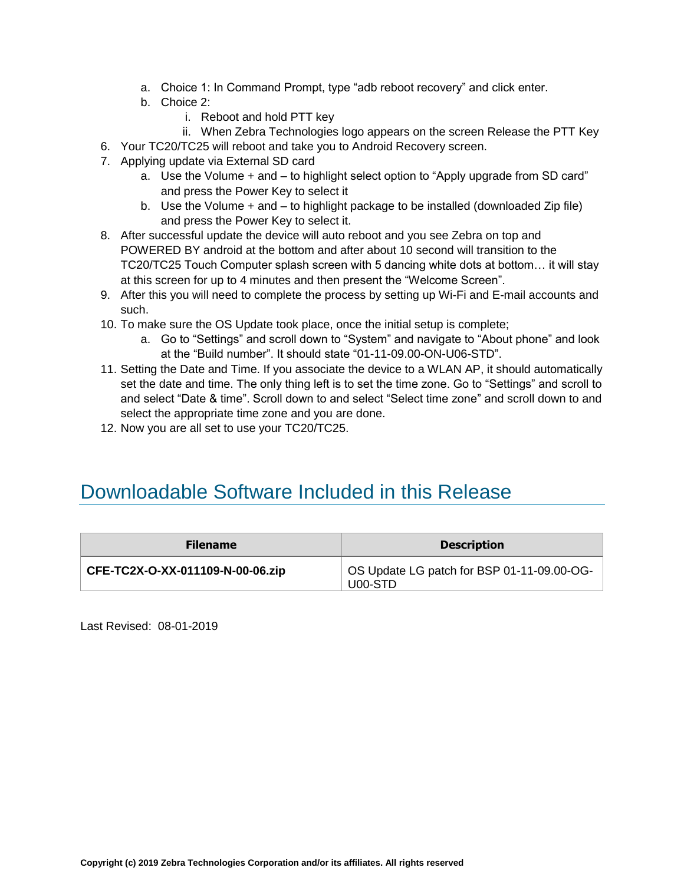a. Choice 1: In Command Prompt, type “adb reboot recovery” and click enter.
   b. Choice 2:
      i. Reboot and hold PTT key
      ii. When Zebra Technologies logo appears on the screen Release the PTT Key
6. Your TC20/TC25 will reboot and take you to Android Recovery screen.
7. Applying update via External SD card
   a. Use the Volume + and – to highlight select option to “Apply upgrade from SD card” and press the Power Key to select it
   b. Use the Volume + and – to highlight package to be installed (downloaded Zip file) and press the Power Key to select it.
8. After successful update the device will auto reboot and you see Zebra on top and POWERED BY android at the bottom and after about 10 second will transition to the TC20/TC25 Touch Computer splash screen with 5 dancing white dots at bottom… it will stay at this screen for up to 4 minutes and then present the “Welcome Screen”.
9. After this you will need to complete the process by setting up Wi-Fi and E-mail accounts and such.
10. To make sure the OS Update took place, once the initial setup is complete;
    a. Go to “Settings” and scroll down to “System” and navigate to “About phone” and look at the “Build number”. It should state “01-11-09.00-ON-U06-STD”.
11. Setting the Date and Time. If you associate the device to a WLAN AP, it should automatically set the date and time. The only thing left is to set the time zone. Go to “Settings” and scroll to and select “Date & time”. Scroll down to and select “Select time zone” and scroll down to and select the appropriate time zone and you are done.
12. Now you are all set to use your TC20/TC25.

# Downloadable Software Included in this Release

| Filename | Description |
|---|---|
| **CFE-TC2X-O-XX-011109-N-00-06.zip** | OS Update LG patch for BSP 01-11-09.00-OG-U00-STD |

Last Revised: 08-01-2019